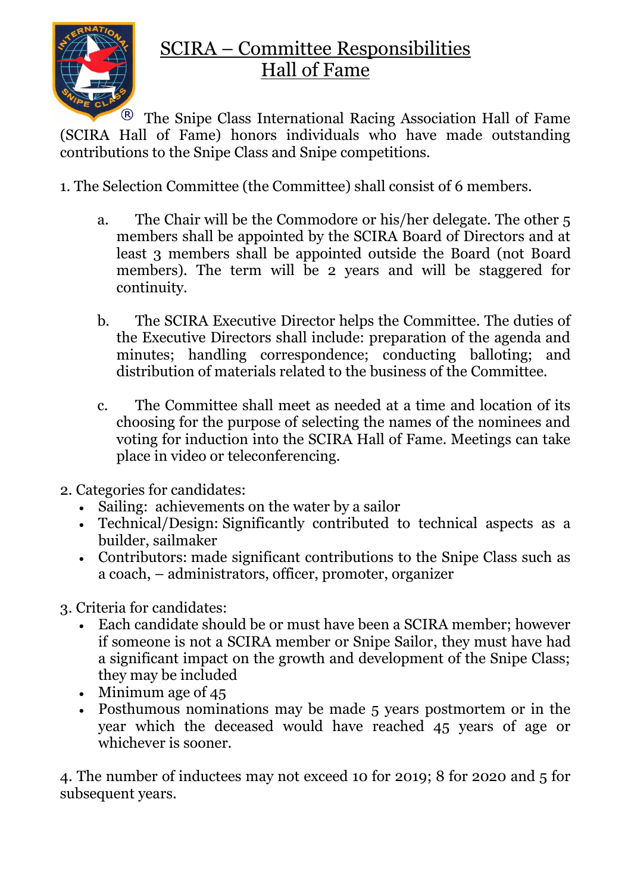# SCIRA – Committee Responsibilities
## Hall of Fame

The Snipe Class International Racing Association Hall of Fame (SCIRA Hall of Fame) honors individuals who have made outstanding contributions to the Snipe Class and Snipe competitions.

1. The Selection Committee (the Committee) shall consist of 6 members.

   a. The Chair will be the Commodore or his/her delegate. The other 5 members shall be appointed by the SCIRA Board of Directors and at least 3 members shall be appointed outside the Board (not Board members). The term will be 2 years and will be staggered for continuity.

   b. The SCIRA Executive Director helps the Committee. The duties of the Executive Directors shall include: preparation of the agenda and minutes; handling correspondence; conducting balloting; and distribution of materials related to the business of the Committee.

   c. The Committee shall meet as needed at a time and location of its choosing for the purpose of selecting the names of the nominees and voting for induction into the SCIRA Hall of Fame. Meetings can take place in video or teleconferencing.

2. Categories for candidates:
   - Sailing: achievements on the water by a sailor
   - Technical/Design: Significantly contributed to technical aspects as a builder, sailmaker
   - Contributors: made significant contributions to the Snipe Class such as a coach, – administrators, officer, promoter, organizer

3. Criteria for candidates:
   - Each candidate should be or must have been a SCIRA member; however if someone is not a SCIRA member or Snipe Sailor, they must have had a significant impact on the growth and development of the Snipe Class; they may be included
   - Minimum age of 45
   - Posthumous nominations may be made 5 years postmortem or in the year which the deceased would have reached 45 years of age or whichever is sooner.

4. The number of inductees may not exceed 10 for 2019; 8 for 2020 and 5 for subsequent years.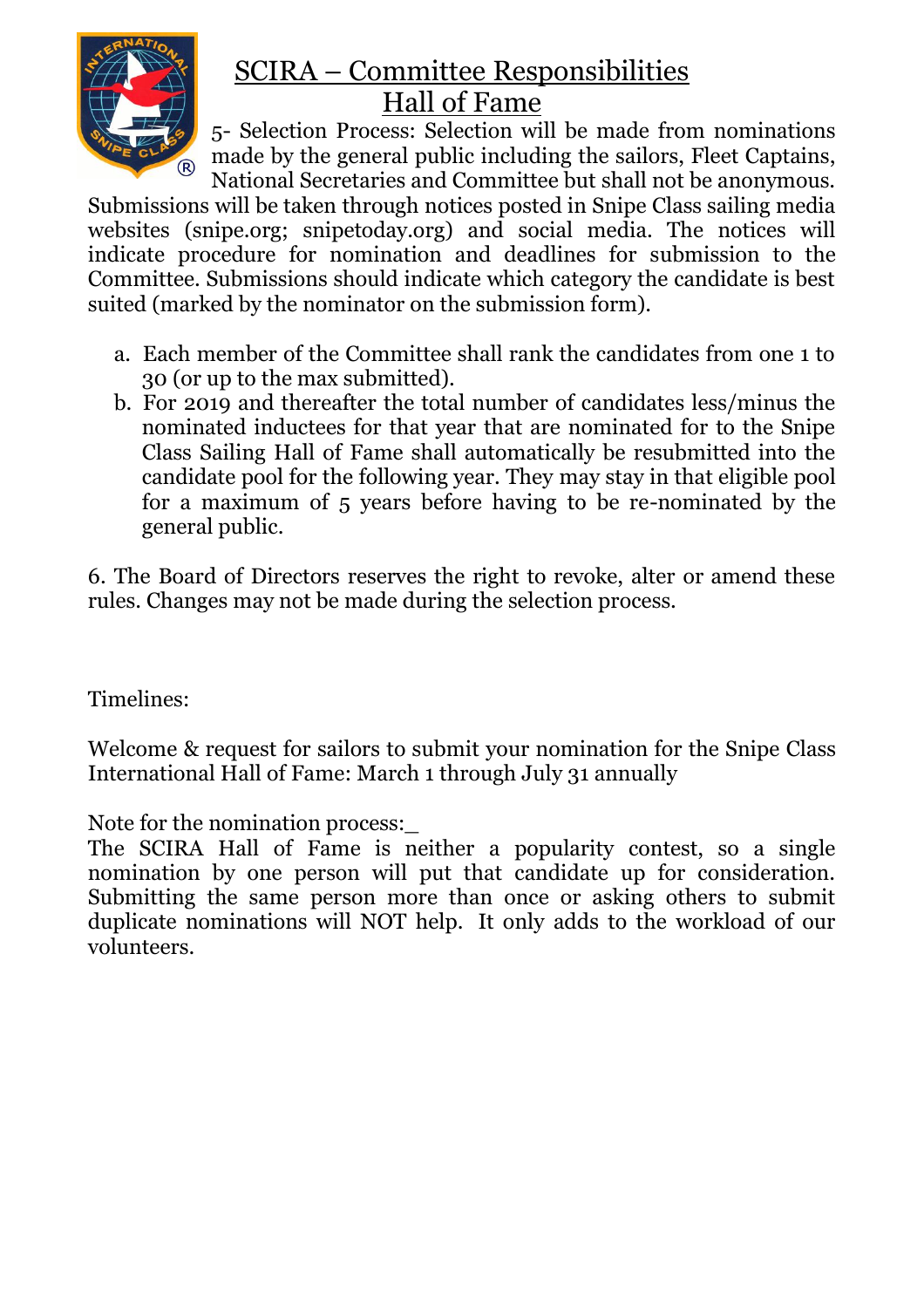# SCIRA – Committee Responsibilities
## Hall of Fame

5- Selection Process: Selection will be made from nominations made by the general public including the sailors, Fleet Captains, National Secretaries and Committee but shall not be anonymous. Submissions will be taken through notices posted in Snipe Class sailing media websites (snipe.org; snipetoday.org) and social media. The notices will indicate procedure for nomination and deadlines for submission to the Committee. Submissions should indicate which category the candidate is best suited (marked by the nominator on the submission form).

a. Each member of the Committee shall rank the candidates from one 1 to 30 (or up to the max submitted).
b. For 2019 and thereafter the total number of candidates less/minus the nominated inductees for that year that are nominated for to the Snipe Class Sailing Hall of Fame shall automatically be resubmitted into the candidate pool for the following year. They may stay in that eligible pool for a maximum of 5 years before having to be re-nominated by the general public.

6. The Board of Directors reserves the right to revoke, alter or amend these rules. Changes may not be made during the selection process.

Timelines:

Welcome & request for sailors to submit your nomination for the Snipe Class International Hall of Fame: March 1 through July 31 annually

Note for the nomination process:_
The SCIRA Hall of Fame is neither a popularity contest, so a single nomination by one person will put that candidate up for consideration. Submitting the same person more than once or asking others to submit duplicate nominations will NOT help. It only adds to the workload of our volunteers.